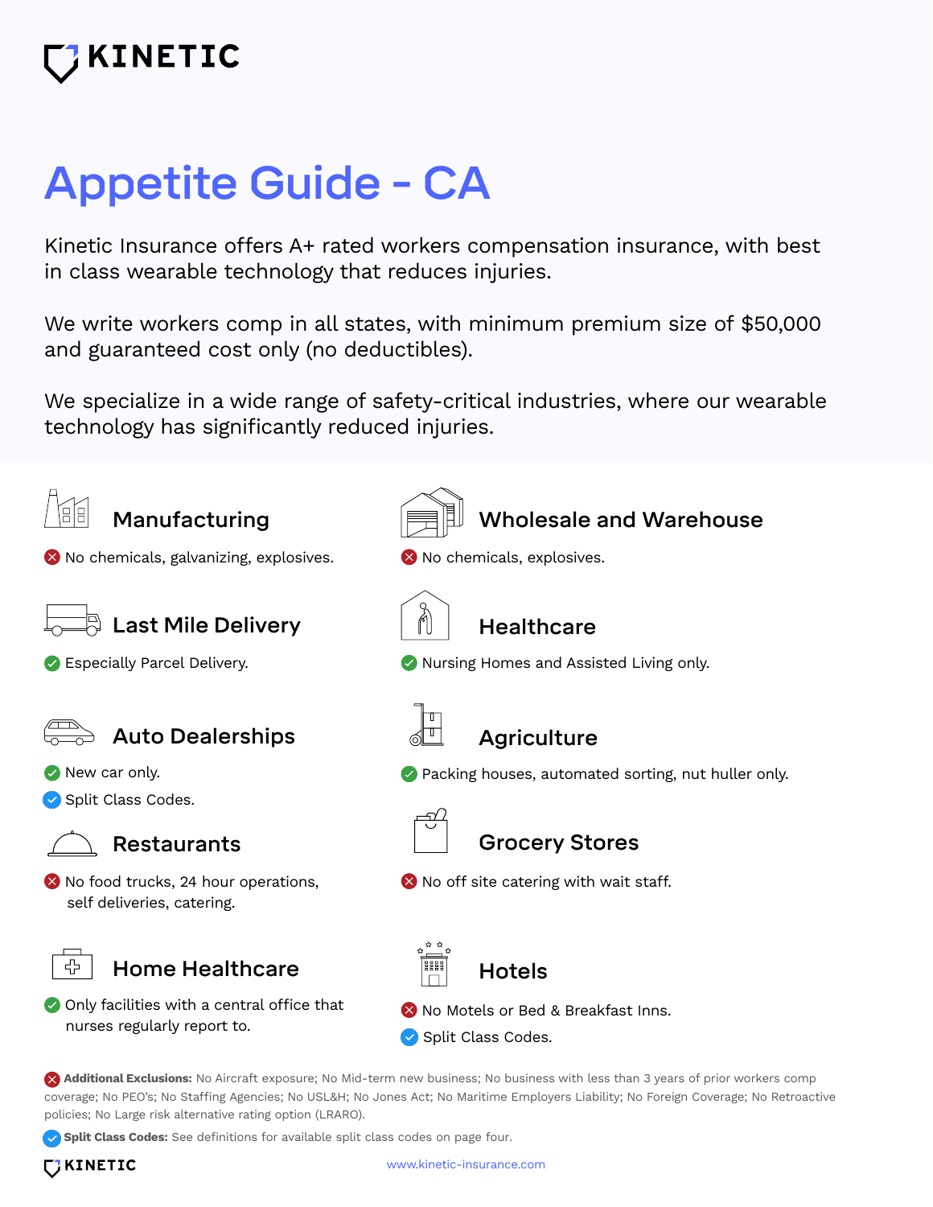KINETIC

# Appetite Guide - CA

Kinetic Insurance offers A+ rated workers compensation insurance, with best in class wearable technology that reduces injuries.

We write workers comp in all states, with minimum premium size of $50,000 and guaranteed cost only (no deductibles).

We specialize in a wide range of safety-critical industries, where our wearable technology has significantly reduced injuries.

## Manufacturing

- ✖ No chemicals, galvanizing, explosives.

## Wholesale and Warehouse

- ✖ No chemicals, explosives.

## Last Mile Delivery

- ✔ Especially Parcel Delivery.

## Healthcare

- ✔ Nursing Homes and Assisted Living only.

## Auto Dealerships

- ✔ New car only.
- ✔ Split Class Codes.

## Agriculture

- ✔ Packing houses, automated sorting, nut huller only.

## Restaurants

- ✖ No food trucks, 24 hour operations, self deliveries, catering.

## Grocery Stores

- ✖ No off site catering with wait staff.

## Home Healthcare

- ✔ Only facilities with a central office that nurses regularly report to.

## Hotels

- ✖ No Motels or Bed & Breakfast Inns.
- ✔ Split Class Codes.

✖ **Additional Exclusions:** No Aircraft exposure; No Mid-term new business; No business with less than 3 years of prior workers comp coverage; No PEO's; No Staffing Agencies; No USL&H; No Jones Act; No Maritime Employers Liability; No Foreign Coverage; No Retroactive policies; No Large risk alternative rating option (LRARO).

✔ **Split Class Codes:** See definitions for available split class codes on page four.

KINETIC www.kinetic-insurance.com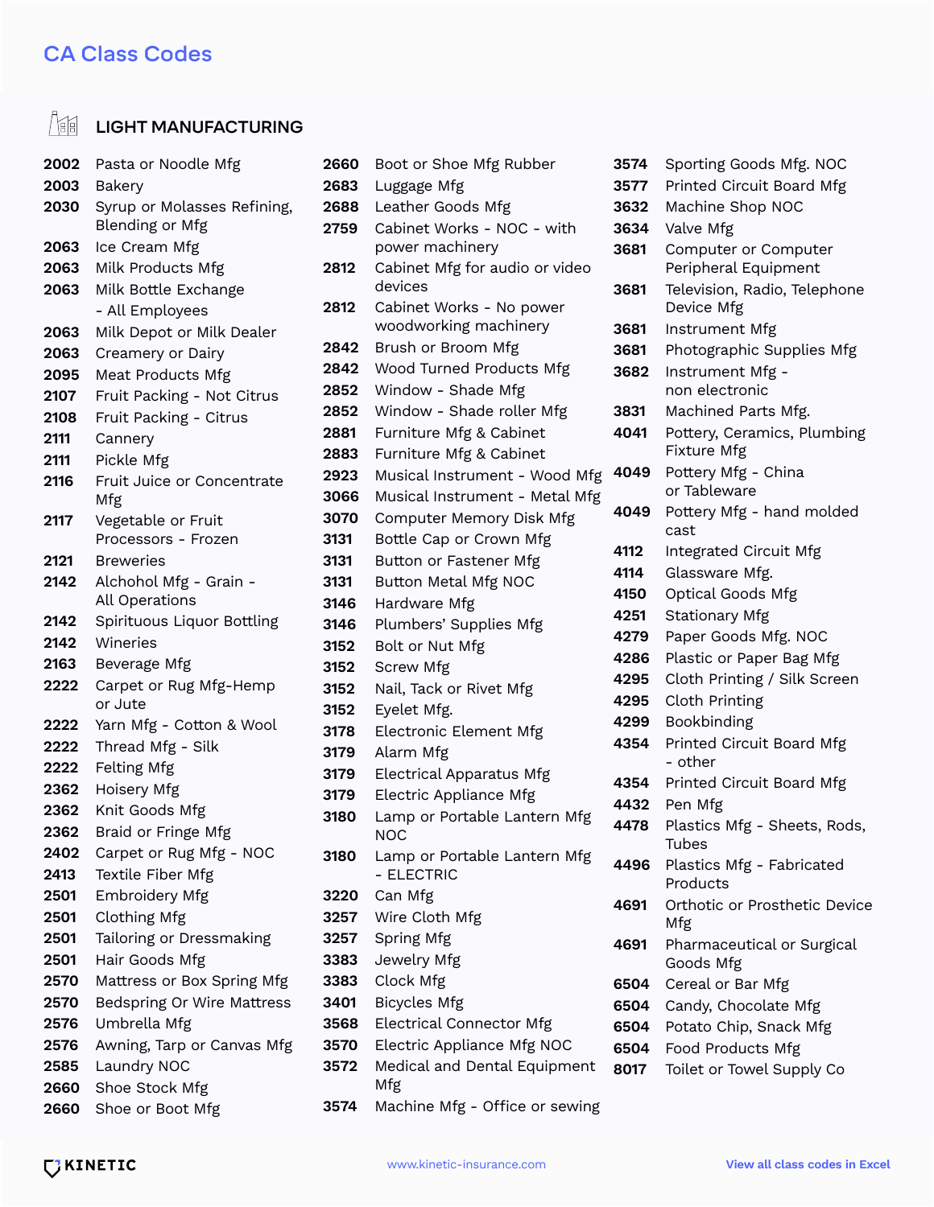# CA Class Codes

## LIGHT MANUFACTURING

| Code | Description |
|---|---|
| 2002 | Pasta or Noodle Mfg |
| 2003 | Bakery |
| 2030 | Syrup or Molasses Refining, Blending or Mfg |
| 2063 | Ice Cream Mfg |
| 2063 | Milk Products Mfg |
| 2063 | Milk Bottle Exchange - All Employees |
| 2063 | Milk Depot or Milk Dealer |
| 2063 | Creamery or Dairy |
| 2095 | Meat Products Mfg |
| 2107 | Fruit Packing - Not Citrus |
| 2108 | Fruit Packing - Citrus |
| 2111 | Cannery |
| 2111 | Pickle Mfg |
| 2116 | Fruit Juice or Concentrate Mfg |
| 2117 | Vegetable or Fruit Processors - Frozen |
| 2121 | Breweries |
| 2142 | Alchohol Mfg - Grain - All Operations |
| 2142 | Spirituous Liquor Bottling |
| 2142 | Wineries |
| 2163 | Beverage Mfg |
| 2222 | Carpet or Rug Mfg-Hemp or Jute |
| 2222 | Yarn Mfg - Cotton & Wool |
| 2222 | Thread Mfg - Silk |
| 2222 | Felting Mfg |
| 2362 | Hoisery Mfg |
| 2362 | Knit Goods Mfg |
| 2362 | Braid or Fringe Mfg |
| 2402 | Carpet or Rug Mfg - NOC |
| 2413 | Textile Fiber Mfg |
| 2501 | Embroidery Mfg |
| 2501 | Clothing Mfg |
| 2501 | Tailoring or Dressmaking |
| 2501 | Hair Goods Mfg |
| 2570 | Mattress or Box Spring Mfg |
| 2570 | Bedspring Or Wire Mattress |
| 2576 | Umbrella Mfg |
| 2576 | Awning, Tarp or Canvas Mfg |
| 2585 | Laundry NOC |
| 2660 | Shoe Stock Mfg |
| 2660 | Shoe or Boot Mfg |
| 2660 | Boot or Shoe Mfg Rubber |
| 2683 | Luggage Mfg |
| 2688 | Leather Goods Mfg |
| 2759 | Cabinet Works - NOC - with power machinery |
| 2812 | Cabinet Mfg for audio or video devices |
| 2812 | Cabinet Works - No power woodworking machinery |
| 2842 | Brush or Broom Mfg |
| 2842 | Wood Turned Products Mfg |
| 2852 | Window - Shade Mfg |
| 2852 | Window - Shade roller Mfg |
| 2881 | Furniture Mfg & Cabinet |
| 2883 | Furniture Mfg & Cabinet |
| 2923 | Musical Instrument - Wood Mfg |
| 3066 | Musical Instrument - Metal Mfg |
| 3070 | Computer Memory Disk Mfg |
| 3131 | Bottle Cap or Crown Mfg |
| 3131 | Button or Fastener Mfg |
| 3131 | Button Metal Mfg NOC |
| 3146 | Hardware Mfg |
| 3146 | Plumbers' Supplies Mfg |
| 3152 | Bolt or Nut Mfg |
| 3152 | Screw Mfg |
| 3152 | Nail, Tack or Rivet Mfg |
| 3152 | Eyelet Mfg. |
| 3178 | Electronic Element Mfg |
| 3179 | Alarm Mfg |
| 3179 | Electrical Apparatus Mfg |
| 3179 | Electric Appliance Mfg |
| 3180 | Lamp or Portable Lantern Mfg NOC |
| 3180 | Lamp or Portable Lantern Mfg - ELECTRIC |
| 3220 | Can Mfg |
| 3257 | Wire Cloth Mfg |
| 3257 | Spring Mfg |
| 3383 | Jewelry Mfg |
| 3383 | Clock Mfg |
| 3401 | Bicycles Mfg |
| 3568 | Electrical Connector Mfg |
| 3570 | Electric Appliance Mfg NOC |
| 3572 | Medical and Dental Equipment Mfg |
| 3574 | Machine Mfg - Office or sewing |
| 3574 | Sporting Goods Mfg. NOC |
| 3577 | Printed Circuit Board Mfg |
| 3632 | Machine Shop NOC |
| 3634 | Valve Mfg |
| 3681 | Computer or Computer Peripheral Equipment |
| 3681 | Television, Radio, Telephone Device Mfg |
| 3681 | Instrument Mfg |
| 3681 | Photographic Supplies Mfg |
| 3682 | Instrument Mfg - non electronic |
| 3831 | Machined Parts Mfg. |
| 4041 | Pottery, Ceramics, Plumbing Fixture Mfg |
| 4049 | Pottery Mfg - China or Tableware |
| 4049 | Pottery Mfg - hand molded cast |
| 4112 | Integrated Circuit Mfg |
| 4114 | Glassware Mfg. |
| 4150 | Optical Goods Mfg |
| 4251 | Stationary Mfg |
| 4279 | Paper Goods Mfg. NOC |
| 4286 | Plastic or Paper Bag Mfg |
| 4295 | Cloth Printing / Silk Screen |
| 4295 | Cloth Printing |
| 4299 | Bookbinding |
| 4354 | Printed Circuit Board Mfg - other |
| 4354 | Printed Circuit Board Mfg |
| 4432 | Pen Mfg |
| 4478 | Plastics Mfg - Sheets, Rods, Tubes |
| 4496 | Plastics Mfg - Fabricated Products |
| 4691 | Orthotic or Prosthetic Device Mfg |
| 4691 | Pharmaceutical or Surgical Goods Mfg |
| 6504 | Cereal or Bar Mfg |
| 6504 | Candy, Chocolate Mfg |
| 6504 | Potato Chip, Snack Mfg |
| 6504 | Food Products Mfg |
| 8017 | Toilet or Towel Supply Co |

KINETIC www.kinetic-insurance.com View all class codes in Excel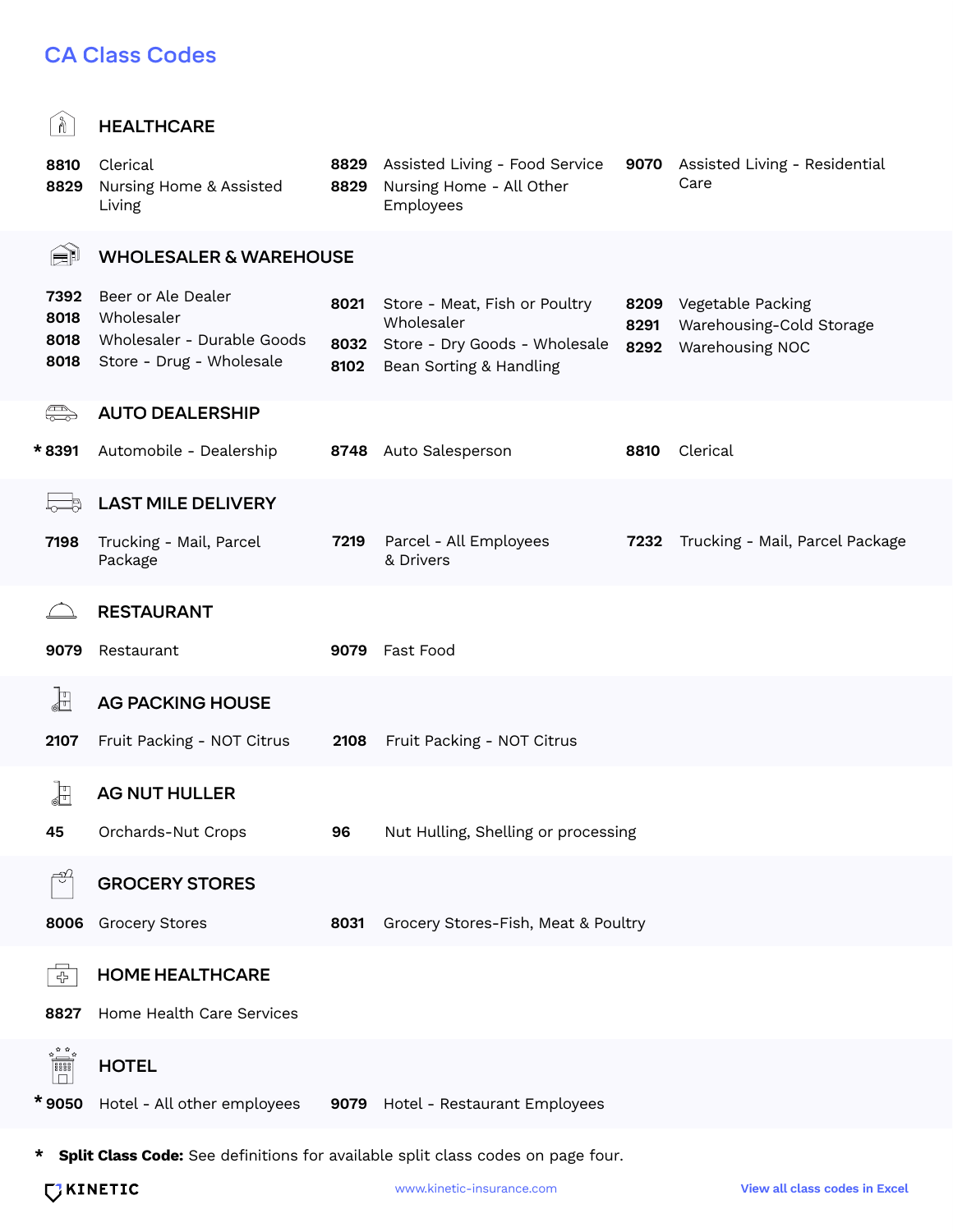# CA Class Codes

## HEALTHCARE

- **8810** Clerical
- **8829** Nursing Home & Assisted Living
- **8829** Assisted Living - Food Service
- **8829** Nursing Home - All Other Employees
- **9070** Assisted Living - Residential Care

## WHOLESALER & WAREHOUSE

- **7392** Beer or Ale Dealer
- **8018** Wholesaler
- **8018** Wholesaler - Durable Goods
- **8018** Store - Drug - Wholesale
- **8021** Store - Meat, Fish or Poultry Wholesaler
- **8032** Store - Dry Goods - Wholesale
- **8102** Bean Sorting & Handling
- **8209** Vegetable Packing
- **8291** Warehousing-Cold Storage
- **8292** Warehousing NOC

## AUTO DEALERSHIP

- * **8391** Automobile - Dealership
- **8748** Auto Salesperson
- **8810** Clerical

## LAST MILE DELIVERY

- **7198** Trucking - Mail, Parcel Package
- **7219** Parcel - All Employees & Drivers
- **7232** Trucking - Mail, Parcel Package

## RESTAURANT

- **9079** Restaurant
- **9079** Fast Food

## AG PACKING HOUSE

- **2107** Fruit Packing - NOT Citrus
- **2108** Fruit Packing - NOT Citrus

## AG NUT HULLER

- **45** Orchards-Nut Crops
- **96** Nut Hulling, Shelling or processing

## GROCERY STORES

- **8006** Grocery Stores
- **8031** Grocery Stores-Fish, Meat & Poultry

## HOME HEALTHCARE

- **8827** Home Health Care Services

## HOTEL

- * **9050** Hotel - All other employees
- **9079** Hotel - Restaurant Employees

* **Split Class Code:** See definitions for available split class codes on page four.

KINETIC — www.kinetic-insurance.com — View all class codes in Excel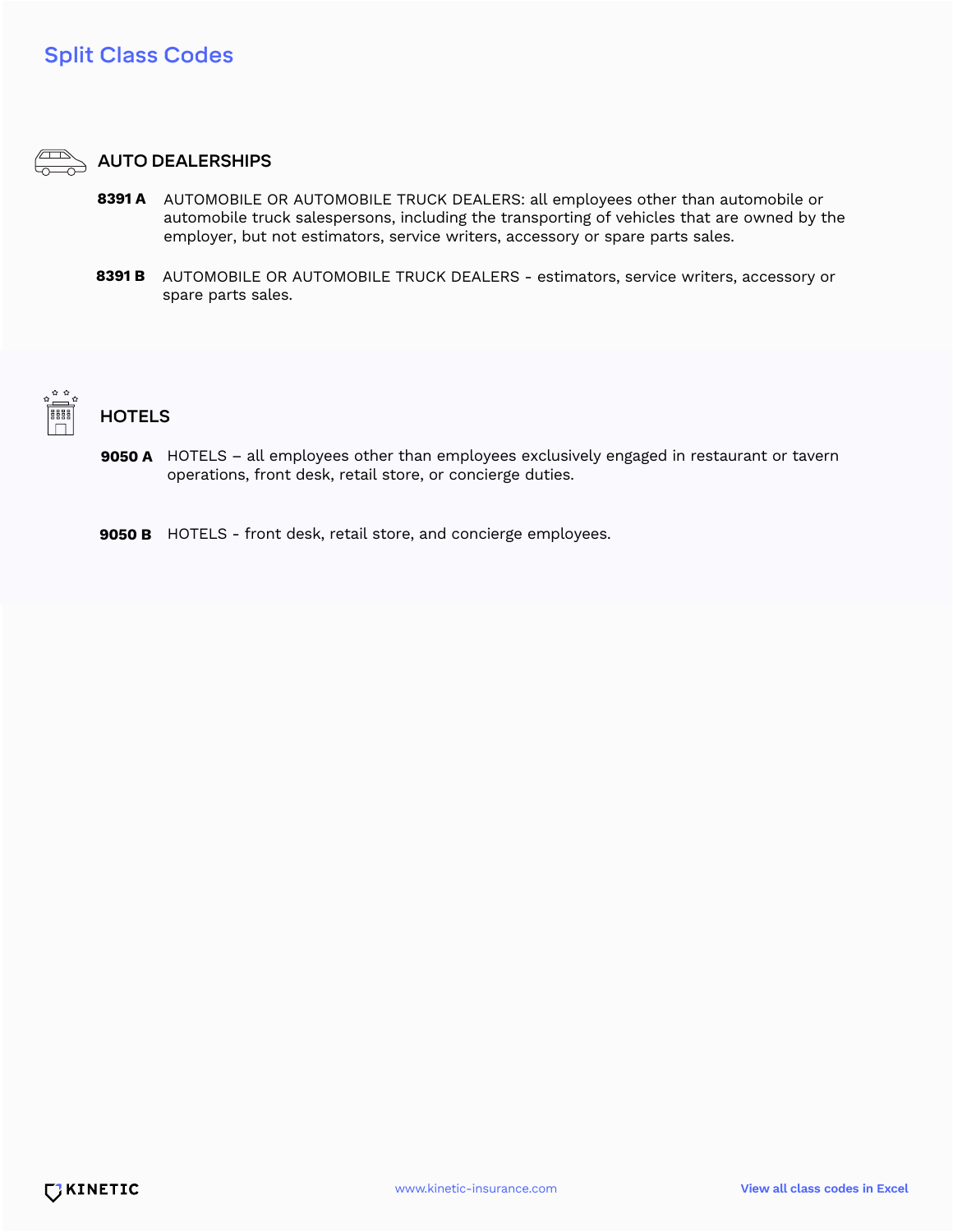# Split Class Codes

## AUTO DEALERSHIPS

**8391 A** AUTOMOBILE OR AUTOMOBILE TRUCK DEALERS: all employees other than automobile or automobile truck salespersons, including the transporting of vehicles that are owned by the employer, but not estimators, service writers, accessory or spare parts sales.

**8391 B** AUTOMOBILE OR AUTOMOBILE TRUCK DEALERS - estimators, service writers, accessory or spare parts sales.

## HOTELS

**9050 A** HOTELS – all employees other than employees exclusively engaged in restaurant or tavern operations, front desk, retail store, or concierge duties.

**9050 B** HOTELS - front desk, retail store, and concierge employees.

KINETIC www.kinetic-insurance.com View all class codes in Excel